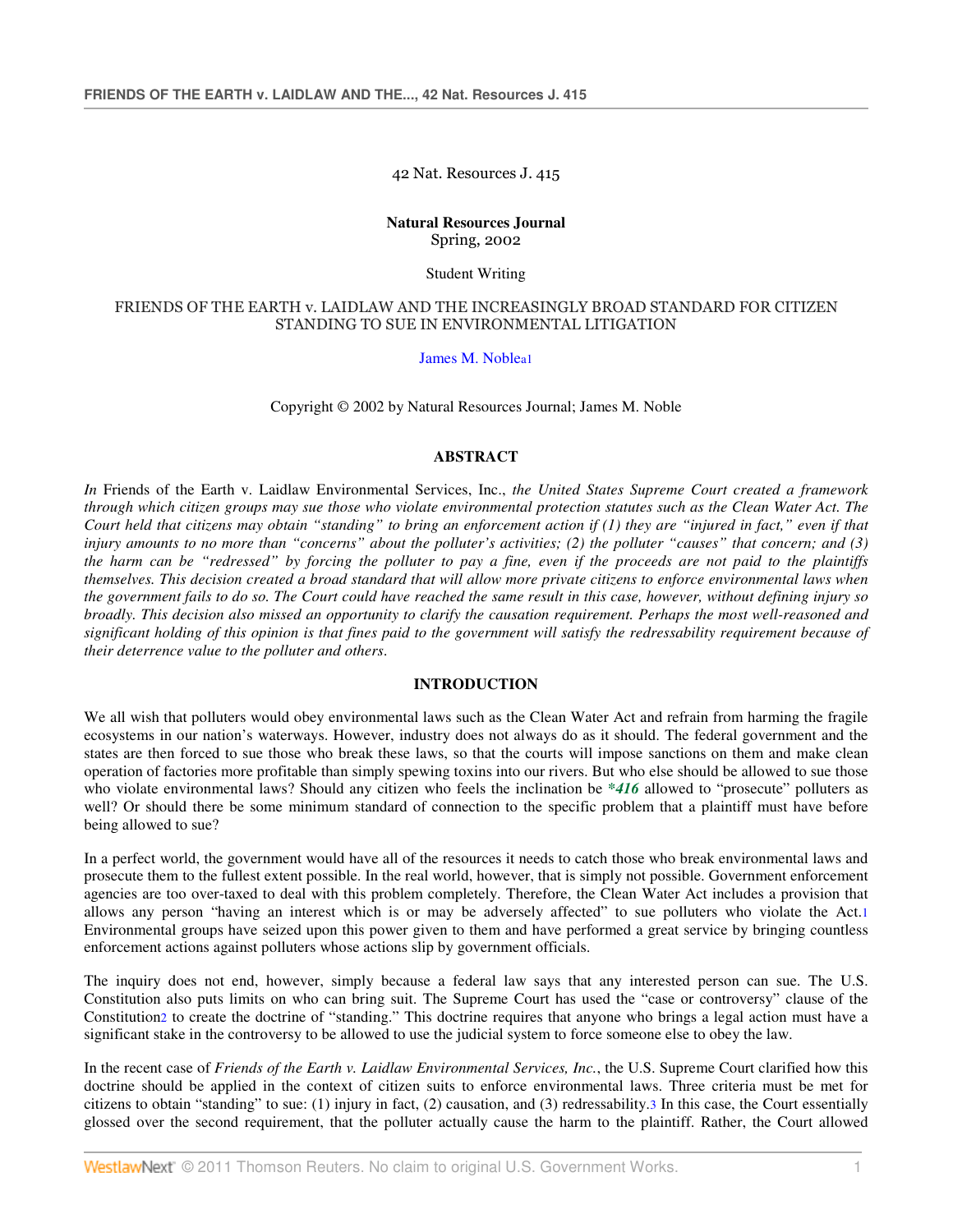42 Nat. Resources J. 415

**Natural Resources Journal**
Spring, 2002

Student Writing

FRIENDS OF THE EARTH v. LAIDLAW AND THE INCREASINGLY BROAD STANDARD FOR CITIZEN STANDING TO SUE IN ENVIRONMENTAL LITIGATION

James M. Noble[a1]

Copyright © 2002 by Natural Resources Journal; James M. Noble

## ABSTRACT

*In* Friends of the Earth v. Laidlaw Environmental Services, Inc., *the United States Supreme Court created a framework through which citizen groups may sue those who violate environmental protection statutes such as the Clean Water Act. The Court held that citizens may obtain "standing" to bring an enforcement action if (1) they are "injured in fact," even if that injury amounts to no more than "concerns" about the polluter's activities; (2) the polluter "causes" that concern; and (3) the harm can be "redressed" by forcing the polluter to pay a fine, even if the proceeds are not paid to the plaintiffs themselves. This decision created a broad standard that will allow more private citizens to enforce environmental laws when the government fails to do so. The Court could have reached the same result in this case, however, without defining injury so broadly. This decision also missed an opportunity to clarify the causation requirement. Perhaps the most well-reasoned and significant holding of this opinion is that fines paid to the government will satisfy the redressability requirement because of their deterrence value to the polluter and others.*

## INTRODUCTION

We all wish that polluters would obey environmental laws such as the Clean Water Act and refrain from harming the fragile ecosystems in our nation's waterways. However, industry does not always do as it should. The federal government and the states are then forced to sue those who break these laws, so that the courts will impose sanctions on them and make clean operation of factories more profitable than simply spewing toxins into our rivers. But who else should be allowed to sue those who violate environmental laws? Should any citizen who feels the inclination be ***416** allowed to "prosecute" polluters as well? Or should there be some minimum standard of connection to the specific problem that a plaintiff must have before being allowed to sue?

In a perfect world, the government would have all of the resources it needs to catch those who break environmental laws and prosecute them to the fullest extent possible. In the real world, however, that is simply not possible. Government enforcement agencies are too over-taxed to deal with this problem completely. Therefore, the Clean Water Act includes a provision that allows any person "having an interest which is or may be adversely affected" to sue polluters who violate the Act.[1] Environmental groups have seized upon this power given to them and have performed a great service by bringing countless enforcement actions against polluters whose actions slip by government officials.

The inquiry does not end, however, simply because a federal law says that any interested person can sue. The U.S. Constitution also puts limits on who can bring suit. The Supreme Court has used the "case or controversy" clause of the Constitution[2] to create the doctrine of "standing." This doctrine requires that anyone who brings a legal action must have a significant stake in the controversy to be allowed to use the judicial system to force someone else to obey the law.

In the recent case of *Friends of the Earth v. Laidlaw Environmental Services, Inc.*, the U.S. Supreme Court clarified how this doctrine should be applied in the context of citizen suits to enforce environmental laws. Three criteria must be met for citizens to obtain "standing" to sue: (1) injury in fact, (2) causation, and (3) redressability.[3] In this case, the Court essentially glossed over the second requirement, that the polluter actually cause the harm to the plaintiff. Rather, the Court allowed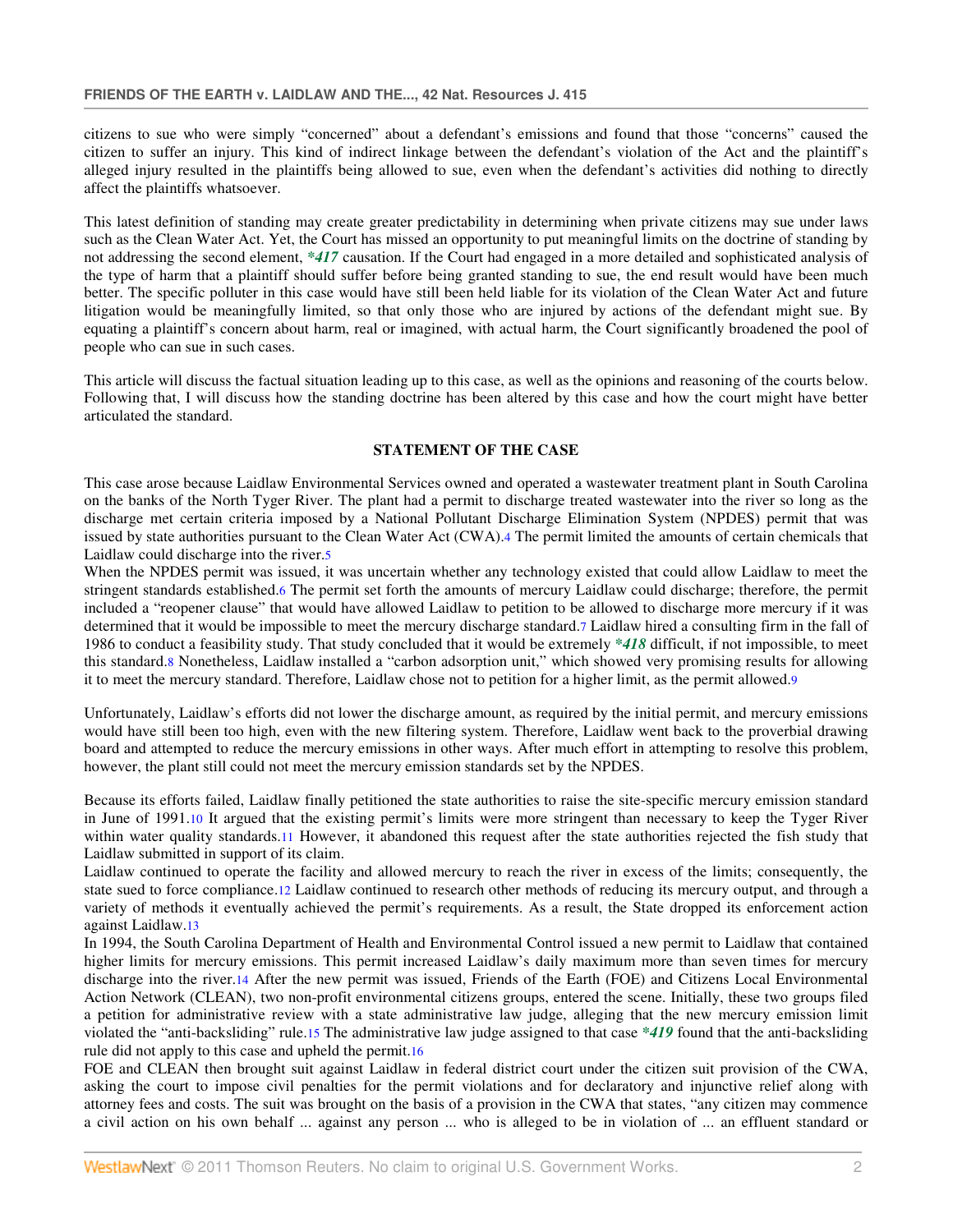citizens to sue who were simply "concerned" about a defendant's emissions and found that those "concerns" caused the citizen to suffer an injury. This kind of indirect linkage between the defendant's violation of the Act and the plaintiff's alleged injury resulted in the plaintiffs being allowed to sue, even when the defendant's activities did nothing to directly affect the plaintiffs whatsoever.

This latest definition of standing may create greater predictability in determining when private citizens may sue under laws such as the Clean Water Act. Yet, the Court has missed an opportunity to put meaningful limits on the doctrine of standing by not addressing the second element, ***417** causation. If the Court had engaged in a more detailed and sophisticated analysis of the type of harm that a plaintiff should suffer before being granted standing to sue, the end result would have been much better. The specific polluter in this case would have still been held liable for its violation of the Clean Water Act and future litigation would be meaningfully limited, so that only those who are injured by actions of the defendant might sue. By equating a plaintiff's concern about harm, real or imagined, with actual harm, the Court significantly broadened the pool of people who can sue in such cases.

This article will discuss the factual situation leading up to this case, as well as the opinions and reasoning of the courts below. Following that, I will discuss how the standing doctrine has been altered by this case and how the court might have better articulated the standard.

## STATEMENT OF THE CASE

This case arose because Laidlaw Environmental Services owned and operated a wastewater treatment plant in South Carolina on the banks of the North Tyger River. The plant had a permit to discharge treated wastewater into the river so long as the discharge met certain criteria imposed by a National Pollutant Discharge Elimination System (NPDES) permit that was issued by state authorities pursuant to the Clean Water Act (CWA).[4] The permit limited the amounts of certain chemicals that Laidlaw could discharge into the river.[5]

When the NPDES permit was issued, it was uncertain whether any technology existed that could allow Laidlaw to meet the stringent standards established.[6] The permit set forth the amounts of mercury Laidlaw could discharge; therefore, the permit included a "reopener clause" that would have allowed Laidlaw to petition to be allowed to discharge more mercury if it was determined that it would be impossible to meet the mercury discharge standard.[7] Laidlaw hired a consulting firm in the fall of 1986 to conduct a feasibility study. That study concluded that it would be extremely ***418** difficult, if not impossible, to meet this standard.[8] Nonetheless, Laidlaw installed a "carbon adsorption unit," which showed very promising results for allowing it to meet the mercury standard. Therefore, Laidlaw chose not to petition for a higher limit, as the permit allowed.[9]

Unfortunately, Laidlaw's efforts did not lower the discharge amount, as required by the initial permit, and mercury emissions would have still been too high, even with the new filtering system. Therefore, Laidlaw went back to the proverbial drawing board and attempted to reduce the mercury emissions in other ways. After much effort in attempting to resolve this problem, however, the plant still could not meet the mercury emission standards set by the NPDES.

Because its efforts failed, Laidlaw finally petitioned the state authorities to raise the site-specific mercury emission standard in June of 1991.[10] It argued that the existing permit's limits were more stringent than necessary to keep the Tyger River within water quality standards.[11] However, it abandoned this request after the state authorities rejected the fish study that Laidlaw submitted in support of its claim.

Laidlaw continued to operate the facility and allowed mercury to reach the river in excess of the limits; consequently, the state sued to force compliance.[12] Laidlaw continued to research other methods of reducing its mercury output, and through a variety of methods it eventually achieved the permit's requirements. As a result, the State dropped its enforcement action against Laidlaw.[13]

In 1994, the South Carolina Department of Health and Environmental Control issued a new permit to Laidlaw that contained higher limits for mercury emissions. This permit increased Laidlaw's daily maximum more than seven times for mercury discharge into the river.[14] After the new permit was issued, Friends of the Earth (FOE) and Citizens Local Environmental Action Network (CLEAN), two non-profit environmental citizens groups, entered the scene. Initially, these two groups filed a petition for administrative review with a state administrative law judge, alleging that the new mercury emission limit violated the "anti-backsliding" rule.[15] The administrative law judge assigned to that case ***419** found that the anti-backsliding rule did not apply to this case and upheld the permit.[16]

FOE and CLEAN then brought suit against Laidlaw in federal district court under the citizen suit provision of the CWA, asking the court to impose civil penalties for the permit violations and for declaratory and injunctive relief along with attorney fees and costs. The suit was brought on the basis of a provision in the CWA that states, "any citizen may commence a civil action on his own behalf ... against any person ... who is alleged to be in violation of ... an effluent standard or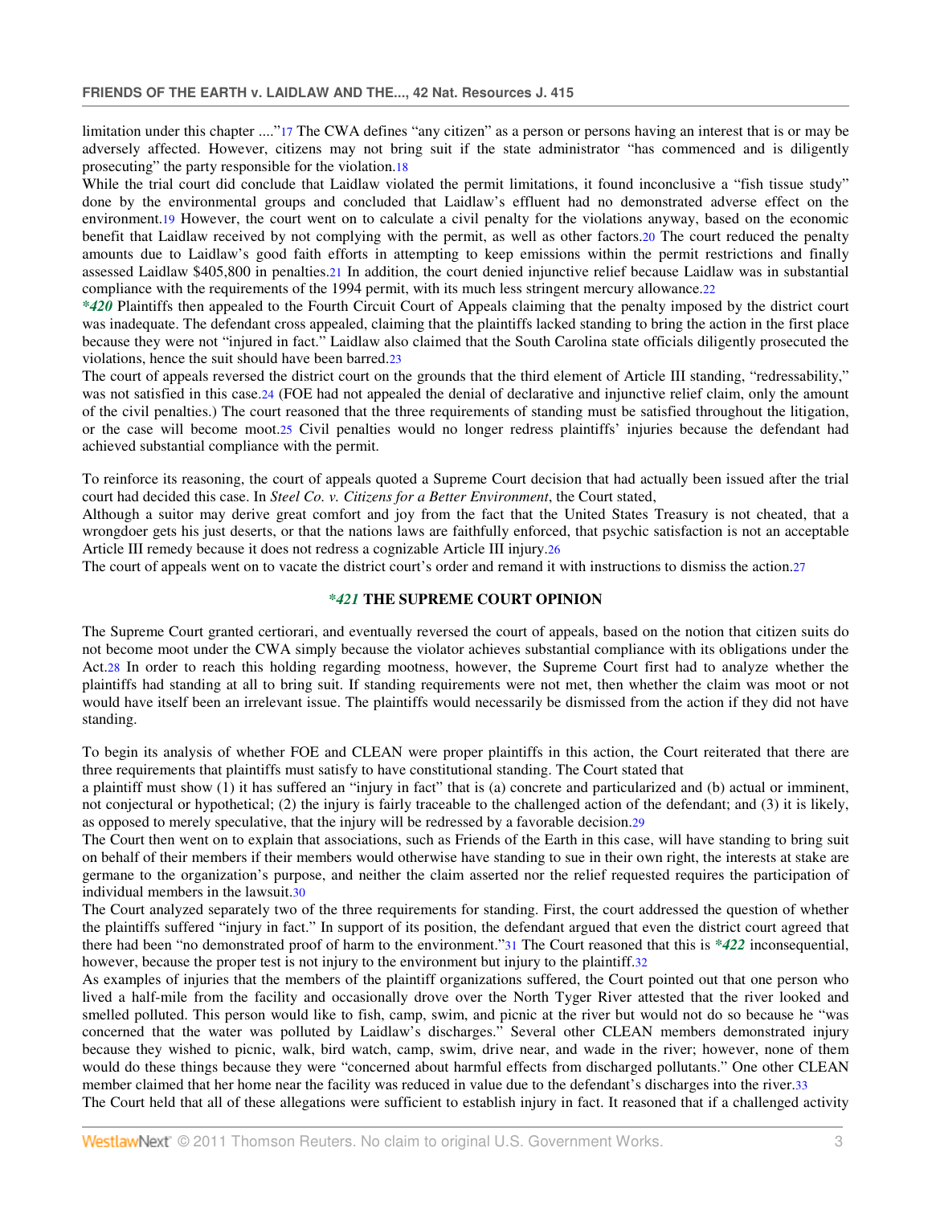limitation under this chapter ....”[17] The CWA defines “any citizen” as a person or persons having an interest that is or may be adversely affected. However, citizens may not bring suit if the state administrator “has commenced and is diligently prosecuting” the party responsible for the violation.[18]

While the trial court did conclude that Laidlaw violated the permit limitations, it found inconclusive a “fish tissue study” done by the environmental groups and concluded that Laidlaw’s effluent had no demonstrated adverse effect on the environment.[19] However, the court went on to calculate a civil penalty for the violations anyway, based on the economic benefit that Laidlaw received by not complying with the permit, as well as other factors.[20] The court reduced the penalty amounts due to Laidlaw’s good faith efforts in attempting to keep emissions within the permit restrictions and finally assessed Laidlaw $405,800 in penalties.[21] In addition, the court denied injunctive relief because Laidlaw was in substantial compliance with the requirements of the 1994 permit, with its much less stringent mercury allowance.[22]

***420** Plaintiffs then appealed to the Fourth Circuit Court of Appeals claiming that the penalty imposed by the district court was inadequate. The defendant cross appealed, claiming that the plaintiffs lacked standing to bring the action in the first place because they were not “injured in fact.” Laidlaw also claimed that the South Carolina state officials diligently prosecuted the violations, hence the suit should have been barred.[23]

The court of appeals reversed the district court on the grounds that the third element of Article III standing, “redressability,” was not satisfied in this case.[24] (FOE had not appealed the denial of declarative and injunctive relief claim, only the amount of the civil penalties.) The court reasoned that the three requirements of standing must be satisfied throughout the litigation, or the case will become moot.[25] Civil penalties would no longer redress plaintiffs’ injuries because the defendant had achieved substantial compliance with the permit.

To reinforce its reasoning, the court of appeals quoted a Supreme Court decision that had actually been issued after the trial court had decided this case. In *Steel Co. v. Citizens for a Better Environment*, the Court stated,

Although a suitor may derive great comfort and joy from the fact that the United States Treasury is not cheated, that a wrongdoer gets his just deserts, or that the nations laws are faithfully enforced, that psychic satisfaction is not an acceptable Article III remedy because it does not redress a cognizable Article III injury.[26]

The court of appeals went on to vacate the district court’s order and remand it with instructions to dismiss the action.[27]

## ***421** THE SUPREME COURT OPINION

The Supreme Court granted certiorari, and eventually reversed the court of appeals, based on the notion that citizen suits do not become moot under the CWA simply because the violator achieves substantial compliance with its obligations under the Act.[28] In order to reach this holding regarding mootness, however, the Supreme Court first had to analyze whether the plaintiffs had standing at all to bring suit. If standing requirements were not met, then whether the claim was moot or not would have itself been an irrelevant issue. The plaintiffs would necessarily be dismissed from the action if they did not have standing.

To begin its analysis of whether FOE and CLEAN were proper plaintiffs in this action, the Court reiterated that there are three requirements that plaintiffs must satisfy to have constitutional standing. The Court stated that

a plaintiff must show (1) it has suffered an “injury in fact” that is (a) concrete and particularized and (b) actual or imminent, not conjectural or hypothetical; (2) the injury is fairly traceable to the challenged action of the defendant; and (3) it is likely, as opposed to merely speculative, that the injury will be redressed by a favorable decision.[29]

The Court then went on to explain that associations, such as Friends of the Earth in this case, will have standing to bring suit on behalf of their members if their members would otherwise have standing to sue in their own right, the interests at stake are germane to the organization’s purpose, and neither the claim asserted nor the relief requested requires the participation of individual members in the lawsuit.[30]

The Court analyzed separately two of the three requirements for standing. First, the court addressed the question of whether the plaintiffs suffered “injury in fact.” In support of its position, the defendant argued that even the district court agreed that there had been “no demonstrated proof of harm to the environment.”[31] The Court reasoned that this is ***422** inconsequential, however, because the proper test is not injury to the environment but injury to the plaintiff.[32]

As examples of injuries that the members of the plaintiff organizations suffered, the Court pointed out that one person who lived a half-mile from the facility and occasionally drove over the North Tyger River attested that the river looked and smelled polluted. This person would like to fish, camp, swim, and picnic at the river but would not do so because he “was concerned that the water was polluted by Laidlaw’s discharges.” Several other CLEAN members demonstrated injury because they wished to picnic, walk, bird watch, camp, swim, drive near, and wade in the river; however, none of them would do these things because they were “concerned about harmful effects from discharged pollutants.” One other CLEAN member claimed that her home near the facility was reduced in value due to the defendant’s discharges into the river.[33]

The Court held that all of these allegations were sufficient to establish injury in fact. It reasoned that if a challenged activity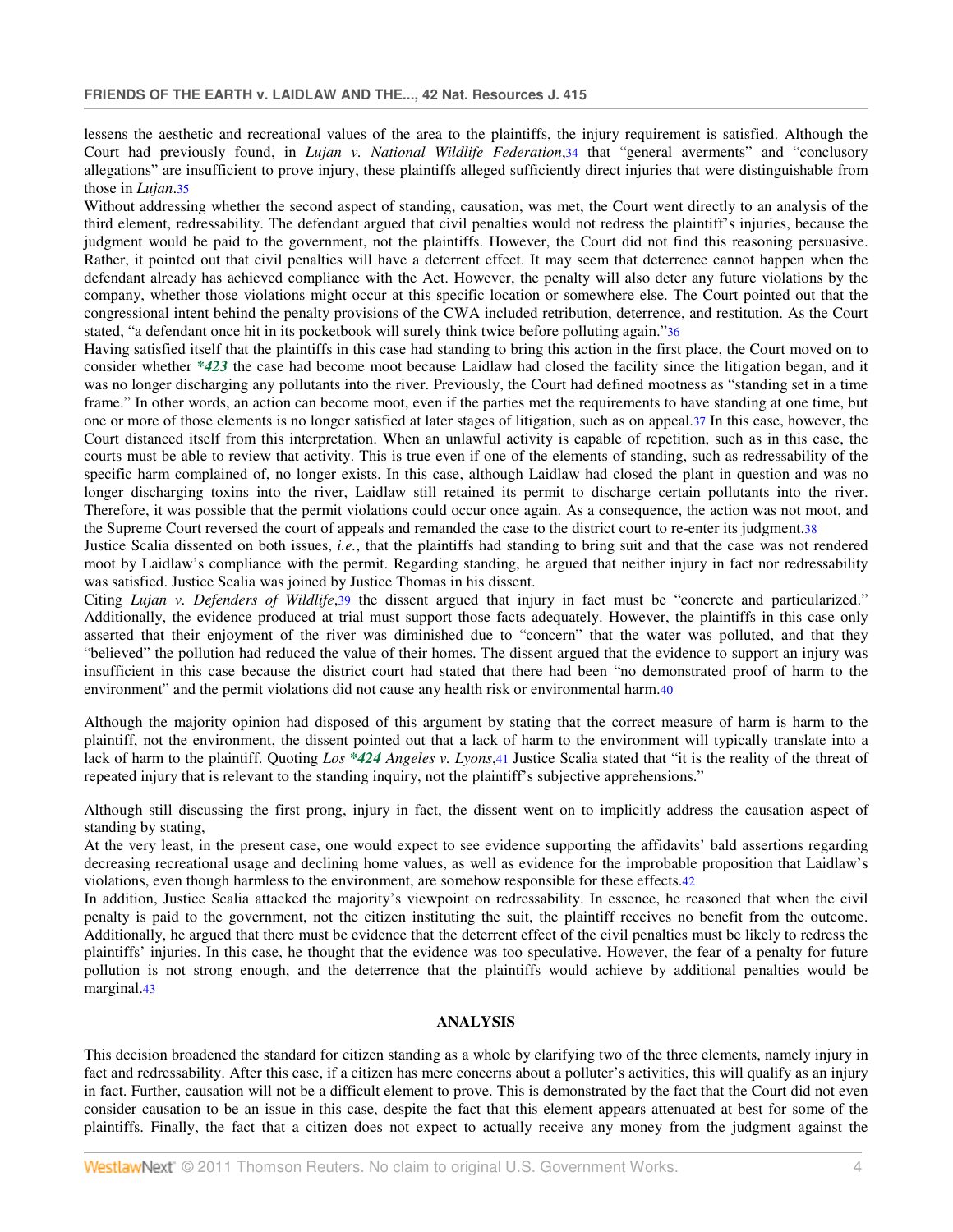lessens the aesthetic and recreational values of the area to the plaintiffs, the injury requirement is satisfied. Although the Court had previously found, in *Lujan v. National Wildlife Federation*,[34] that "general averments" and "conclusory allegations" are insufficient to prove injury, these plaintiffs alleged sufficiently direct injuries that were distinguishable from those in *Lujan*.[35]

Without addressing whether the second aspect of standing, causation, was met, the Court went directly to an analysis of the third element, redressability. The defendant argued that civil penalties would not redress the plaintiff's injuries, because the judgment would be paid to the government, not the plaintiffs. However, the Court did not find this reasoning persuasive. Rather, it pointed out that civil penalties will have a deterrent effect. It may seem that deterrence cannot happen when the defendant already has achieved compliance with the Act. However, the penalty will also deter any future violations by the company, whether those violations might occur at this specific location or somewhere else. The Court pointed out that the congressional intent behind the penalty provisions of the CWA included retribution, deterrence, and restitution. As the Court stated, "a defendant once hit in its pocketbook will surely think twice before polluting again."[36]

Having satisfied itself that the plaintiffs in this case had standing to bring this action in the first place, the Court moved on to consider whether ***423** the case had become moot because Laidlaw had closed the facility since the litigation began, and it was no longer discharging any pollutants into the river. Previously, the Court had defined mootness as "standing set in a time frame." In other words, an action can become moot, even if the parties met the requirements to have standing at one time, but one or more of those elements is no longer satisfied at later stages of litigation, such as on appeal.[37] In this case, however, the Court distanced itself from this interpretation. When an unlawful activity is capable of repetition, such as in this case, the courts must be able to review that activity. This is true even if one of the elements of standing, such as redressability of the specific harm complained of, no longer exists. In this case, although Laidlaw had closed the plant in question and was no longer discharging toxins into the river, Laidlaw still retained its permit to discharge certain pollutants into the river. Therefore, it was possible that the permit violations could occur once again. As a consequence, the action was not moot, and the Supreme Court reversed the court of appeals and remanded the case to the district court to re-enter its judgment.[38]

Justice Scalia dissented on both issues, *i.e.*, that the plaintiffs had standing to bring suit and that the case was not rendered moot by Laidlaw's compliance with the permit. Regarding standing, he argued that neither injury in fact nor redressability was satisfied. Justice Scalia was joined by Justice Thomas in his dissent.

Citing *Lujan v. Defenders of Wildlife*,[39] the dissent argued that injury in fact must be "concrete and particularized." Additionally, the evidence produced at trial must support those facts adequately. However, the plaintiffs in this case only asserted that their enjoyment of the river was diminished due to "concern" that the water was polluted, and that they "believed" the pollution had reduced the value of their homes. The dissent argued that the evidence to support an injury was insufficient in this case because the district court had stated that there had been "no demonstrated proof of harm to the environment" and the permit violations did not cause any health risk or environmental harm.[40]

Although the majority opinion had disposed of this argument by stating that the correct measure of harm is harm to the plaintiff, not the environment, the dissent pointed out that a lack of harm to the environment will typically translate into a lack of harm to the plaintiff. Quoting *Los* ***424** *Angeles v. Lyons*,[41] Justice Scalia stated that "it is the reality of the threat of repeated injury that is relevant to the standing inquiry, not the plaintiff's subjective apprehensions."

Although still discussing the first prong, injury in fact, the dissent went on to implicitly address the causation aspect of standing by stating,

At the very least, in the present case, one would expect to see evidence supporting the affidavits' bald assertions regarding decreasing recreational usage and declining home values, as well as evidence for the improbable proposition that Laidlaw's violations, even though harmless to the environment, are somehow responsible for these effects.[42]

In addition, Justice Scalia attacked the majority's viewpoint on redressability. In essence, he reasoned that when the civil penalty is paid to the government, not the citizen instituting the suit, the plaintiff receives no benefit from the outcome. Additionally, he argued that there must be evidence that the deterrent effect of the civil penalties must be likely to redress the plaintiffs' injuries. In this case, he thought that the evidence was too speculative. However, the fear of a penalty for future pollution is not strong enough, and the deterrence that the plaintiffs would achieve by additional penalties would be marginal.[43]

## ANALYSIS

This decision broadened the standard for citizen standing as a whole by clarifying two of the three elements, namely injury in fact and redressability. After this case, if a citizen has mere concerns about a polluter's activities, this will qualify as an injury in fact. Further, causation will not be a difficult element to prove. This is demonstrated by the fact that the Court did not even consider causation to be an issue in this case, despite the fact that this element appears attenuated at best for some of the plaintiffs. Finally, the fact that a citizen does not expect to actually receive any money from the judgment against the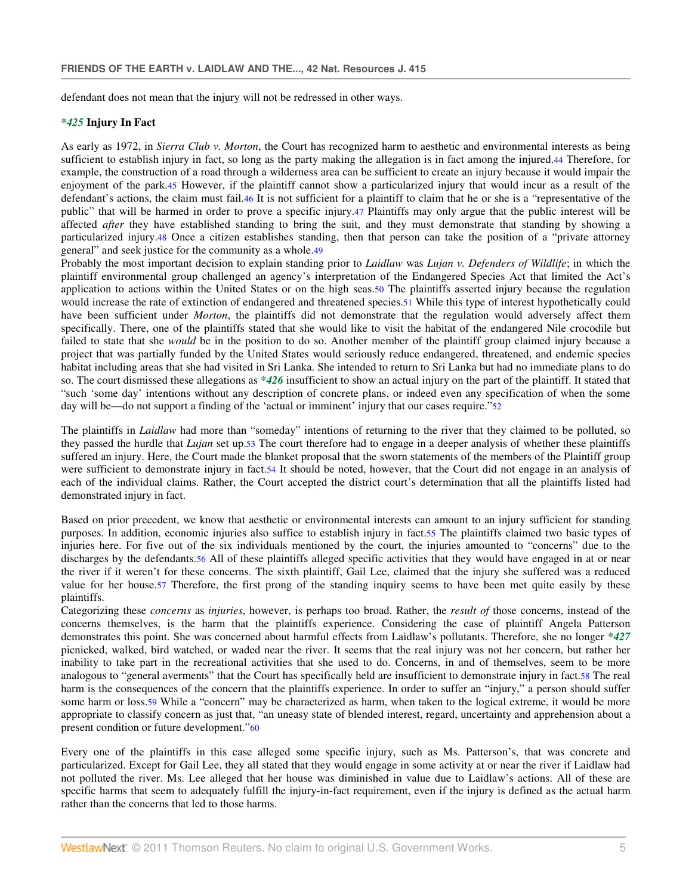defendant does not mean that the injury will not be redressed in other ways.

### *\*425* **Injury In Fact**

As early as 1972, in *Sierra Club v. Morton*, the Court has recognized harm to aesthetic and environmental interests as being sufficient to establish injury in fact, so long as the party making the allegation is in fact among the injured.[44] Therefore, for example, the construction of a road through a wilderness area can be sufficient to create an injury because it would impair the enjoyment of the park.[45] However, if the plaintiff cannot show a particularized injury that would incur as a result of the defendant's actions, the claim must fail.[46] It is not sufficient for a plaintiff to claim that he or she is a "representative of the public" that will be harmed in order to prove a specific injury.[47] Plaintiffs may only argue that the public interest will be affected *after* they have established standing to bring the suit, and they must demonstrate that standing by showing a particularized injury.[48] Once a citizen establishes standing, then that person can take the position of a "private attorney general" and seek justice for the community as a whole.[49]

Probably the most important decision to explain standing prior to *Laidlaw* was *Lujan v. Defenders of Wildlife*; in which the plaintiff environmental group challenged an agency's interpretation of the Endangered Species Act that limited the Act's application to actions within the United States or on the high seas.[50] The plaintiffs asserted injury because the regulation would increase the rate of extinction of endangered and threatened species.[51] While this type of interest hypothetically could have been sufficient under *Morton*, the plaintiffs did not demonstrate that the regulation would adversely affect them specifically. There, one of the plaintiffs stated that she would like to visit the habitat of the endangered Nile crocodile but failed to state that she *would* be in the position to do so. Another member of the plaintiff group claimed injury because a project that was partially funded by the United States would seriously reduce endangered, threatened, and endemic species habitat including areas that she had visited in Sri Lanka. She intended to return to Sri Lanka but had no immediate plans to do so. The court dismissed these allegations as *\*426* insufficient to show an actual injury on the part of the plaintiff. It stated that "such 'some day' intentions without any description of concrete plans, or indeed even any specification of when the some day will be—do not support a finding of the 'actual or imminent' injury that our cases require."[52]

The plaintiffs in *Laidlaw* had more than "someday" intentions of returning to the river that they claimed to be polluted, so they passed the hurdle that *Lujan* set up.[53] The court therefore had to engage in a deeper analysis of whether these plaintiffs suffered an injury. Here, the Court made the blanket proposal that the sworn statements of the members of the Plaintiff group were sufficient to demonstrate injury in fact.[54] It should be noted, however, that the Court did not engage in an analysis of each of the individual claims. Rather, the Court accepted the district court's determination that all the plaintiffs listed had demonstrated injury in fact.

Based on prior precedent, we know that aesthetic or environmental interests can amount to an injury sufficient for standing purposes. In addition, economic injuries also suffice to establish injury in fact.[55] The plaintiffs claimed two basic types of injuries here. For five out of the six individuals mentioned by the court, the injuries amounted to "concerns" due to the discharges by the defendants.[56] All of these plaintiffs alleged specific activities that they would have engaged in at or near the river if it weren't for these concerns. The sixth plaintiff, Gail Lee, claimed that the injury she suffered was a reduced value for her house.[57] Therefore, the first prong of the standing inquiry seems to have been met quite easily by these plaintiffs.

Categorizing these *concerns* as *injuries*, however, is perhaps too broad. Rather, the *result of* those concerns, instead of the concerns themselves, is the harm that the plaintiffs experience. Considering the case of plaintiff Angela Patterson demonstrates this point. She was concerned about harmful effects from Laidlaw's pollutants. Therefore, she no longer *\*427* picnicked, walked, bird watched, or waded near the river. It seems that the real injury was not her concern, but rather her inability to take part in the recreational activities that she used to do. Concerns, in and of themselves, seem to be more analogous to "general averments" that the Court has specifically held are insufficient to demonstrate injury in fact.[58] The real harm is the consequences of the concern that the plaintiffs experience. In order to suffer an "injury," a person should suffer some harm or loss.[59] While a "concern" may be characterized as harm, when taken to the logical extreme, it would be more appropriate to classify concern as just that, "an uneasy state of blended interest, regard, uncertainty and apprehension about a present condition or future development."[60]

Every one of the plaintiffs in this case alleged some specific injury, such as Ms. Patterson's, that was concrete and particularized. Except for Gail Lee, they all stated that they would engage in some activity at or near the river if Laidlaw had not polluted the river. Ms. Lee alleged that her house was diminished in value due to Laidlaw's actions. All of these are specific harms that seem to adequately fulfill the injury-in-fact requirement, even if the injury is defined as the actual harm rather than the concerns that led to those harms.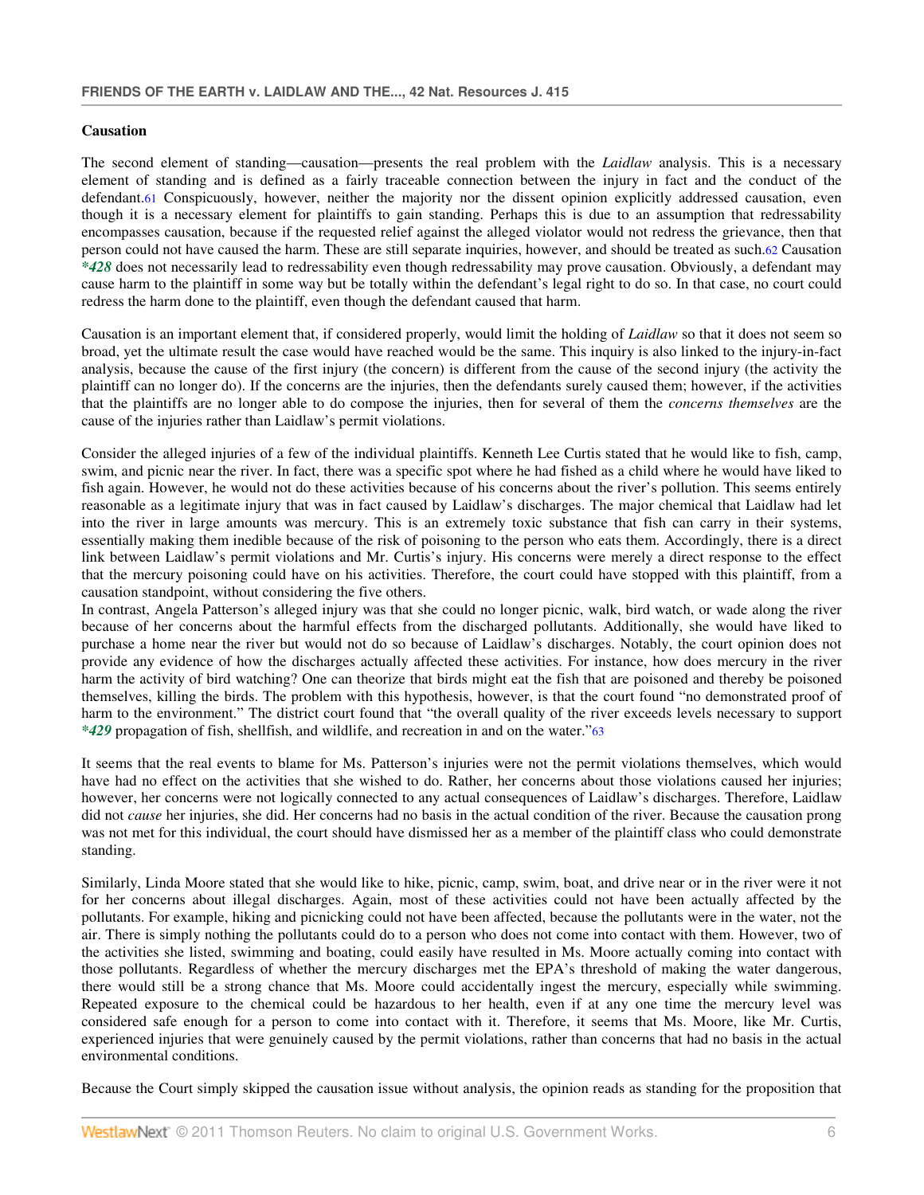### Causation

The second element of standing—causation—presents the real problem with the *Laidlaw* analysis. This is a necessary element of standing and is defined as a fairly traceable connection between the injury in fact and the conduct of the defendant.[61] Conspicuously, however, neither the majority nor the dissent opinion explicitly addressed causation, even though it is a necessary element for plaintiffs to gain standing. Perhaps this is due to an assumption that redressability encompasses causation, because if the requested relief against the alleged violator would not redress the grievance, then that person could not have caused the harm. These are still separate inquiries, however, and should be treated as such.[62] Causation ***428** does not necessarily lead to redressability even though redressability may prove causation. Obviously, a defendant may cause harm to the plaintiff in some way but be totally within the defendant's legal right to do so. In that case, no court could redress the harm done to the plaintiff, even though the defendant caused that harm.

Causation is an important element that, if considered properly, would limit the holding of *Laidlaw* so that it does not seem so broad, yet the ultimate result the case would have reached would be the same. This inquiry is also linked to the injury-in-fact analysis, because the cause of the first injury (the concern) is different from the cause of the second injury (the activity the plaintiff can no longer do). If the concerns are the injuries, then the defendants surely caused them; however, if the activities that the plaintiffs are no longer able to do compose the injuries, then for several of them the *concerns themselves* are the cause of the injuries rather than Laidlaw's permit violations.

Consider the alleged injuries of a few of the individual plaintiffs. Kenneth Lee Curtis stated that he would like to fish, camp, swim, and picnic near the river. In fact, there was a specific spot where he had fished as a child where he would have liked to fish again. However, he would not do these activities because of his concerns about the river's pollution. This seems entirely reasonable as a legitimate injury that was in fact caused by Laidlaw's discharges. The major chemical that Laidlaw had let into the river in large amounts was mercury. This is an extremely toxic substance that fish can carry in their systems, essentially making them inedible because of the risk of poisoning to the person who eats them. Accordingly, there is a direct link between Laidlaw's permit violations and Mr. Curtis's injury. His concerns were merely a direct response to the effect that the mercury poisoning could have on his activities. Therefore, the court could have stopped with this plaintiff, from a causation standpoint, without considering the five others.

In contrast, Angela Patterson's alleged injury was that she could no longer picnic, walk, bird watch, or wade along the river because of her concerns about the harmful effects from the discharged pollutants. Additionally, she would have liked to purchase a home near the river but would not do so because of Laidlaw's discharges. Notably, the court opinion does not provide any evidence of how the discharges actually affected these activities. For instance, how does mercury in the river harm the activity of bird watching? One can theorize that birds might eat the fish that are poisoned and thereby be poisoned themselves, killing the birds. The problem with this hypothesis, however, is that the court found "no demonstrated proof of harm to the environment." The district court found that "the overall quality of the river exceeds levels necessary to support ***429** propagation of fish, shellfish, and wildlife, and recreation in and on the water."[63]

It seems that the real events to blame for Ms. Patterson's injuries were not the permit violations themselves, which would have had no effect on the activities that she wished to do. Rather, her concerns about those violations caused her injuries; however, her concerns were not logically connected to any actual consequences of Laidlaw's discharges. Therefore, Laidlaw did not *cause* her injuries, she did. Her concerns had no basis in the actual condition of the river. Because the causation prong was not met for this individual, the court should have dismissed her as a member of the plaintiff class who could demonstrate standing.

Similarly, Linda Moore stated that she would like to hike, picnic, camp, swim, boat, and drive near or in the river were it not for her concerns about illegal discharges. Again, most of these activities could not have been actually affected by the pollutants. For example, hiking and picnicking could not have been affected, because the pollutants were in the water, not the air. There is simply nothing the pollutants could do to a person who does not come into contact with them. However, two of the activities she listed, swimming and boating, could easily have resulted in Ms. Moore actually coming into contact with those pollutants. Regardless of whether the mercury discharges met the EPA's threshold of making the water dangerous, there would still be a strong chance that Ms. Moore could accidentally ingest the mercury, especially while swimming. Repeated exposure to the chemical could be hazardous to her health, even if at any one time the mercury level was considered safe enough for a person to come into contact with it. Therefore, it seems that Ms. Moore, like Mr. Curtis, experienced injuries that were genuinely caused by the permit violations, rather than concerns that had no basis in the actual environmental conditions.

Because the Court simply skipped the causation issue without analysis, the opinion reads as standing for the proposition that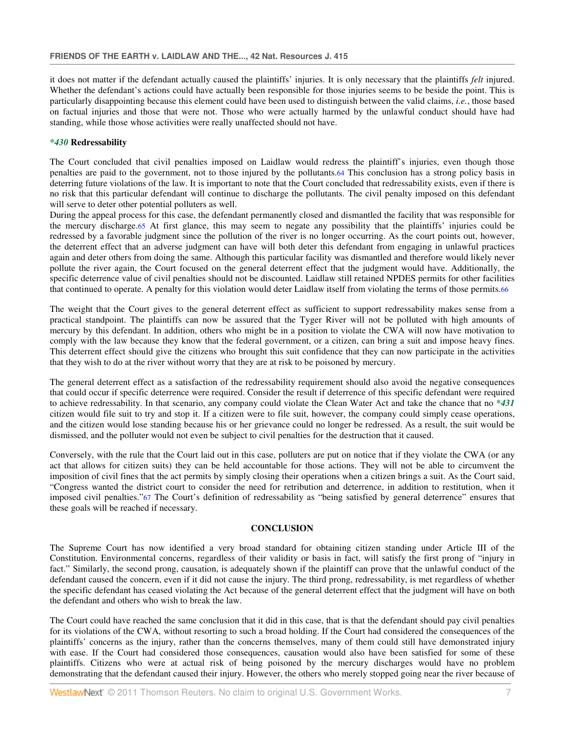it does not matter if the defendant actually caused the plaintiffs' injuries. It is only necessary that the plaintiffs *felt* injured. Whether the defendant's actions could have actually been responsible for those injuries seems to be beside the point. This is particularly disappointing because this element could have been used to distinguish between the valid claims, *i.e.*, those based on factual injuries and those that were not. Those who were actually harmed by the unlawful conduct should have had standing, while those whose activities were really unaffected should not have.

### *430 Redressability

The Court concluded that civil penalties imposed on Laidlaw would redress the plaintiff's injuries, even though those penalties are paid to the government, not to those injured by the pollutants.[64] This conclusion has a strong policy basis in deterring future violations of the law. It is important to note that the Court concluded that redressability exists, even if there is no risk that this particular defendant will continue to discharge the pollutants. The civil penalty imposed on this defendant will serve to deter other potential polluters as well.

During the appeal process for this case, the defendant permanently closed and dismantled the facility that was responsible for the mercury discharge.[65] At first glance, this may seem to negate any possibility that the plaintiffs' injuries could be redressed by a favorable judgment since the pollution of the river is no longer occurring. As the court points out, however, the deterrent effect that an adverse judgment can have will both deter this defendant from engaging in unlawful practices again and deter others from doing the same. Although this particular facility was dismantled and therefore would likely never pollute the river again, the Court focused on the general deterrent effect that the judgment would have. Additionally, the specific deterrence value of civil penalties should not be discounted. Laidlaw still retained NPDES permits for other facilities that continued to operate. A penalty for this violation would deter Laidlaw itself from violating the terms of those permits.[66]

The weight that the Court gives to the general deterrent effect as sufficient to support redressability makes sense from a practical standpoint. The plaintiffs can now be assured that the Tyger River will not be polluted with high amounts of mercury by this defendant. In addition, others who might be in a position to violate the CWA will now have motivation to comply with the law because they know that the federal government, or a citizen, can bring a suit and impose heavy fines. This deterrent effect should give the citizens who brought this suit confidence that they can now participate in the activities that they wish to do at the river without worry that they are at risk to be poisoned by mercury.

The general deterrent effect as a satisfaction of the redressability requirement should also avoid the negative consequences that could occur if specific deterrence were required. Consider the result if deterrence of this specific defendant were required to achieve redressability. In that scenario, any company could violate the Clean Water Act and take the chance that no *431 citizen would file suit to try and stop it. If a citizen were to file suit, however, the company could simply cease operations, and the citizen would lose standing because his or her grievance could no longer be redressed. As a result, the suit would be dismissed, and the polluter would not even be subject to civil penalties for the destruction that it caused.

Conversely, with the rule that the Court laid out in this case, polluters are put on notice that if they violate the CWA (or any act that allows for citizen suits) they can be held accountable for those actions. They will not be able to circumvent the imposition of civil fines that the act permits by simply closing their operations when a citizen brings a suit. As the Court said, "Congress wanted the district court to consider the need for retribution and deterrence, in addition to restitution, when it imposed civil penalties."[67] The Court's definition of redressability as "being satisfied by general deterrence" ensures that these goals will be reached if necessary.

## CONCLUSION

The Supreme Court has now identified a very broad standard for obtaining citizen standing under Article III of the Constitution. Environmental concerns, regardless of their validity or basis in fact, will satisfy the first prong of "injury in fact." Similarly, the second prong, causation, is adequately shown if the plaintiff can prove that the unlawful conduct of the defendant caused the concern, even if it did not cause the injury. The third prong, redressability, is met regardless of whether the specific defendant has ceased violating the Act because of the general deterrent effect that the judgment will have on both the defendant and others who wish to break the law.

The Court could have reached the same conclusion that it did in this case, that is that the defendant should pay civil penalties for its violations of the CWA, without resorting to such a broad holding. If the Court had considered the consequences of the plaintiffs' concerns as the injury, rather than the concerns themselves, many of them could still have demonstrated injury with ease. If the Court had considered those consequences, causation would also have been satisfied for some of these plaintiffs. Citizens who were at actual risk of being poisoned by the mercury discharges would have no problem demonstrating that the defendant caused their injury. However, the others who merely stopped going near the river because of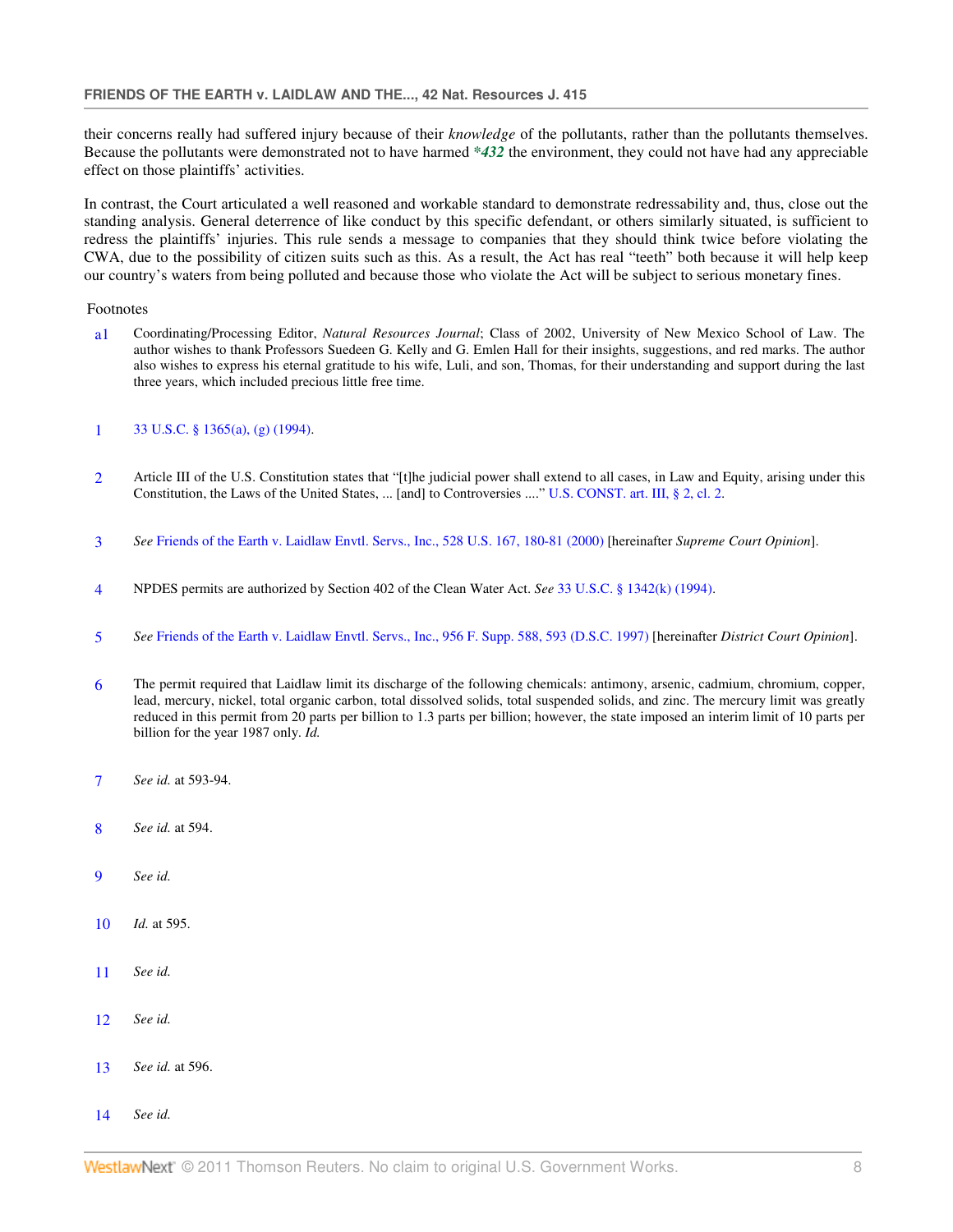their concerns really had suffered injury because of their *knowledge* of the pollutants, rather than the pollutants themselves. Because the pollutants were demonstrated not to have harmed ***432** the environment, they could not have had any appreciable effect on those plaintiffs' activities.

In contrast, the Court articulated a well reasoned and workable standard to demonstrate redressability and, thus, close out the standing analysis. General deterrence of like conduct by this specific defendant, or others similarly situated, is sufficient to redress the plaintiffs' injuries. This rule sends a message to companies that they should think twice before violating the CWA, due to the possibility of citizen suits such as this. As a result, the Act has real "teeth" both because it will help keep our country's waters from being polluted and because those who violate the Act will be subject to serious monetary fines.

Footnotes

a1 Coordinating/Processing Editor, *Natural Resources Journal*; Class of 2002, University of New Mexico School of Law. The author wishes to thank Professors Suedeen G. Kelly and G. Emlen Hall for their insights, suggestions, and red marks. The author also wishes to express his eternal gratitude to his wife, Luli, and son, Thomas, for their understanding and support during the last three years, which included precious little free time.

1 33 U.S.C. § 1365(a), (g) (1994).

2 Article III of the U.S. Constitution states that "[t]he judicial power shall extend to all cases, in Law and Equity, arising under this Constitution, the Laws of the United States, ... [and] to Controversies ...." U.S. CONST. art. III, § 2, cl. 2.

3 *See* Friends of the Earth v. Laidlaw Envtl. Servs., Inc., 528 U.S. 167, 180-81 (2000) [hereinafter *Supreme Court Opinion*].

4 NPDES permits are authorized by Section 402 of the Clean Water Act. *See* 33 U.S.C. § 1342(k) (1994).

5 *See* Friends of the Earth v. Laidlaw Envtl. Servs., Inc., 956 F. Supp. 588, 593 (D.S.C. 1997) [hereinafter *District Court Opinion*].

6 The permit required that Laidlaw limit its discharge of the following chemicals: antimony, arsenic, cadmium, chromium, copper, lead, mercury, nickel, total organic carbon, total dissolved solids, total suspended solids, and zinc. The mercury limit was greatly reduced in this permit from 20 parts per billion to 1.3 parts per billion; however, the state imposed an interim limit of 10 parts per billion for the year 1987 only. *Id.*

7 *See id.* at 593-94.

8 *See id.* at 594.

9 *See id.*

10 *Id.* at 595.

11 *See id.*

12 *See id.*

13 *See id.* at 596.

14 *See id.*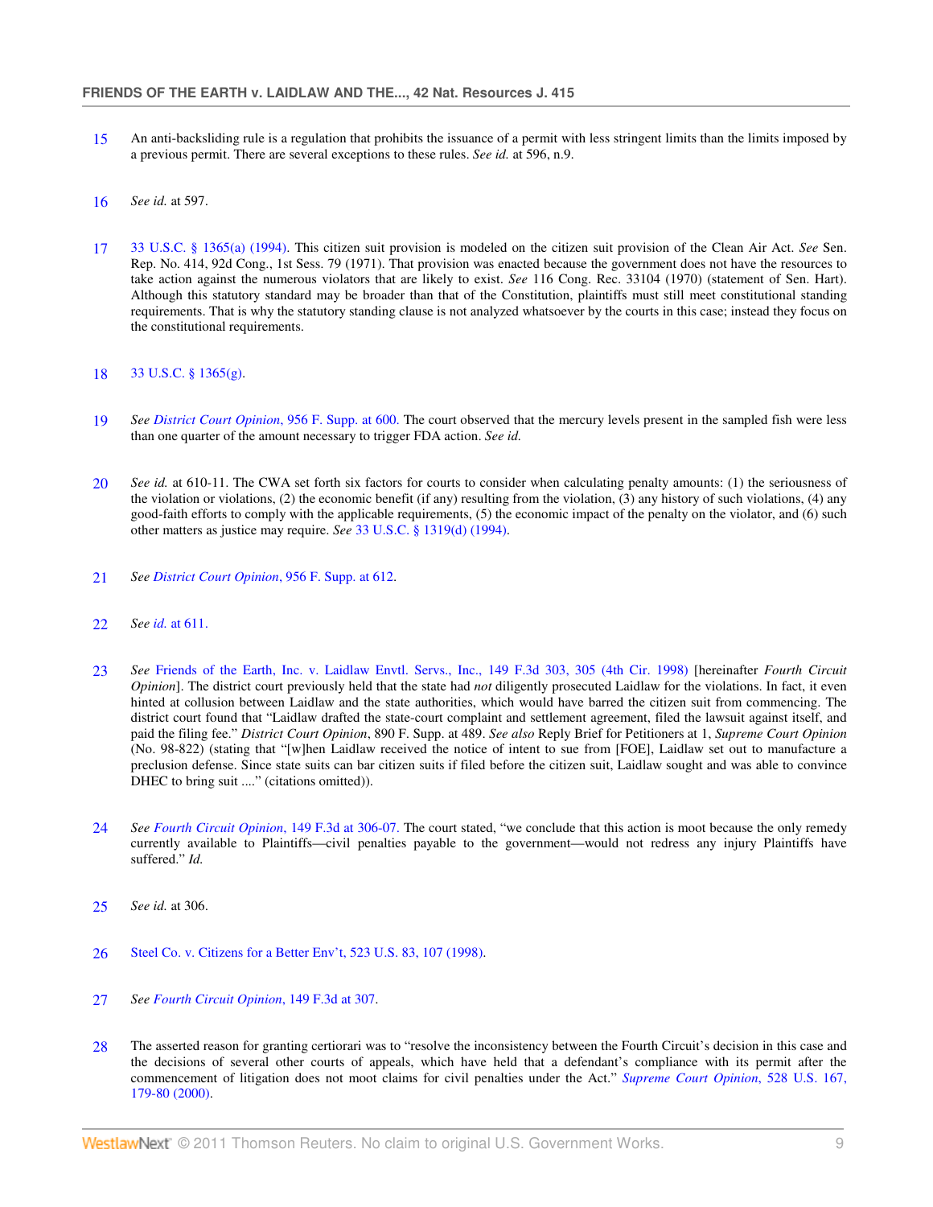15 An anti-backsliding rule is a regulation that prohibits the issuance of a permit with less stringent limits than the limits imposed by a previous permit. There are several exceptions to these rules. *See id.* at 596, n.9.

16 *See id.* at 597.

17 33 U.S.C. § 1365(a) (1994). This citizen suit provision is modeled on the citizen suit provision of the Clean Air Act. *See* Sen. Rep. No. 414, 92d Cong., 1st Sess. 79 (1971). That provision was enacted because the government does not have the resources to take action against the numerous violators that are likely to exist. *See* 116 Cong. Rec. 33104 (1970) (statement of Sen. Hart). Although this statutory standard may be broader than that of the Constitution, plaintiffs must still meet constitutional standing requirements. That is why the statutory standing clause is not analyzed whatsoever by the courts in this case; instead they focus on the constitutional requirements.

18 33 U.S.C. § 1365(g).

19 *See District Court Opinion*, 956 F. Supp. at 600. The court observed that the mercury levels present in the sampled fish were less than one quarter of the amount necessary to trigger FDA action. *See id.*

20 *See id.* at 610-11. The CWA set forth six factors for courts to consider when calculating penalty amounts: (1) the seriousness of the violation or violations, (2) the economic benefit (if any) resulting from the violation, (3) any history of such violations, (4) any good-faith efforts to comply with the applicable requirements, (5) the economic impact of the penalty on the violator, and (6) such other matters as justice may require. *See* 33 U.S.C. § 1319(d) (1994).

21 *See District Court Opinion*, 956 F. Supp. at 612.

22 *See id.* at 611.

23 *See* Friends of the Earth, Inc. v. Laidlaw Envtl. Servs., Inc., 149 F.3d 303, 305 (4th Cir. 1998) [hereinafter *Fourth Circuit Opinion*]. The district court previously held that the state had *not* diligently prosecuted Laidlaw for the violations. In fact, it even hinted at collusion between Laidlaw and the state authorities, which would have barred the citizen suit from commencing. The district court found that "Laidlaw drafted the state-court complaint and settlement agreement, filed the lawsuit against itself, and paid the filing fee." *District Court Opinion*, 890 F. Supp. at 489. *See also* Reply Brief for Petitioners at 1, *Supreme Court Opinion* (No. 98-822) (stating that "[w]hen Laidlaw received the notice of intent to sue from [FOE], Laidlaw set out to manufacture a preclusion defense. Since state suits can bar citizen suits if filed before the citizen suit, Laidlaw sought and was able to convince DHEC to bring suit ...." (citations omitted)).

24 *See Fourth Circuit Opinion*, 149 F.3d at 306-07. The court stated, "we conclude that this action is moot because the only remedy currently available to Plaintiffs—civil penalties payable to the government—would not redress any injury Plaintiffs have suffered." *Id.*

25 *See id.* at 306.

26 Steel Co. v. Citizens for a Better Env't, 523 U.S. 83, 107 (1998).

27 *See Fourth Circuit Opinion*, 149 F.3d at 307.

28 The asserted reason for granting certiorari was to "resolve the inconsistency between the Fourth Circuit's decision in this case and the decisions of several other courts of appeals, which have held that a defendant's compliance with its permit after the commencement of litigation does not moot claims for civil penalties under the Act." *Supreme Court Opinion*, 528 U.S. 167, 179-80 (2000).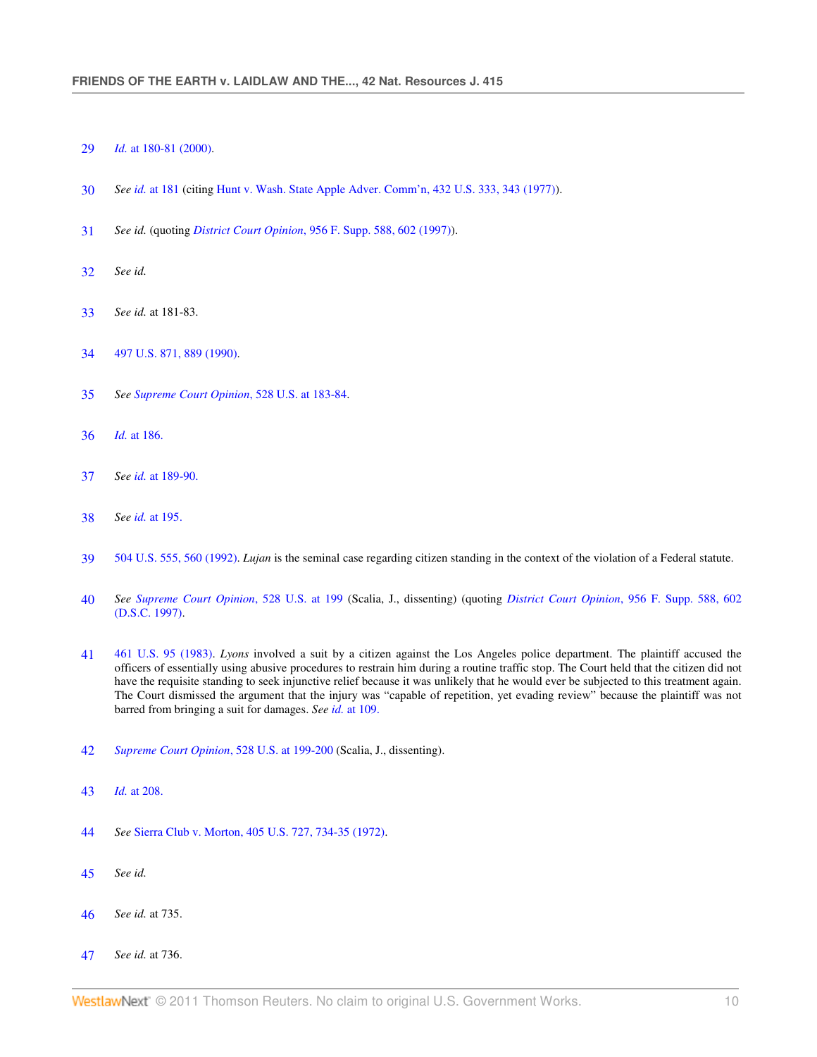29 *Id.* at 180-81 (2000).

30 *See id.* at 181 (citing Hunt v. Wash. State Apple Adver. Comm'n, 432 U.S. 333, 343 (1977)).

31 *See id.* (quoting *District Court Opinion*, 956 F. Supp. 588, 602 (1997)).

32 *See id.*

33 *See id.* at 181-83.

34 497 U.S. 871, 889 (1990).

35 *See Supreme Court Opinion*, 528 U.S. at 183-84.

36 *Id.* at 186.

37 *See id.* at 189-90.

38 *See id.* at 195.

39 504 U.S. 555, 560 (1992). *Lujan* is the seminal case regarding citizen standing in the context of the violation of a Federal statute.

40 *See Supreme Court Opinion*, 528 U.S. at 199 (Scalia, J., dissenting) (quoting *District Court Opinion*, 956 F. Supp. 588, 602 (D.S.C. 1997).

41 461 U.S. 95 (1983). *Lyons* involved a suit by a citizen against the Los Angeles police department. The plaintiff accused the officers of essentially using abusive procedures to restrain him during a routine traffic stop. The Court held that the citizen did not have the requisite standing to seek injunctive relief because it was unlikely that he would ever be subjected to this treatment again. The Court dismissed the argument that the injury was "capable of repetition, yet evading review" because the plaintiff was not barred from bringing a suit for damages. *See id.* at 109.

42 *Supreme Court Opinion*, 528 U.S. at 199-200 (Scalia, J., dissenting).

43 *Id.* at 208.

44 *See* Sierra Club v. Morton, 405 U.S. 727, 734-35 (1972).

45 *See id.*

46 *See id.* at 735.

47 *See id.* at 736.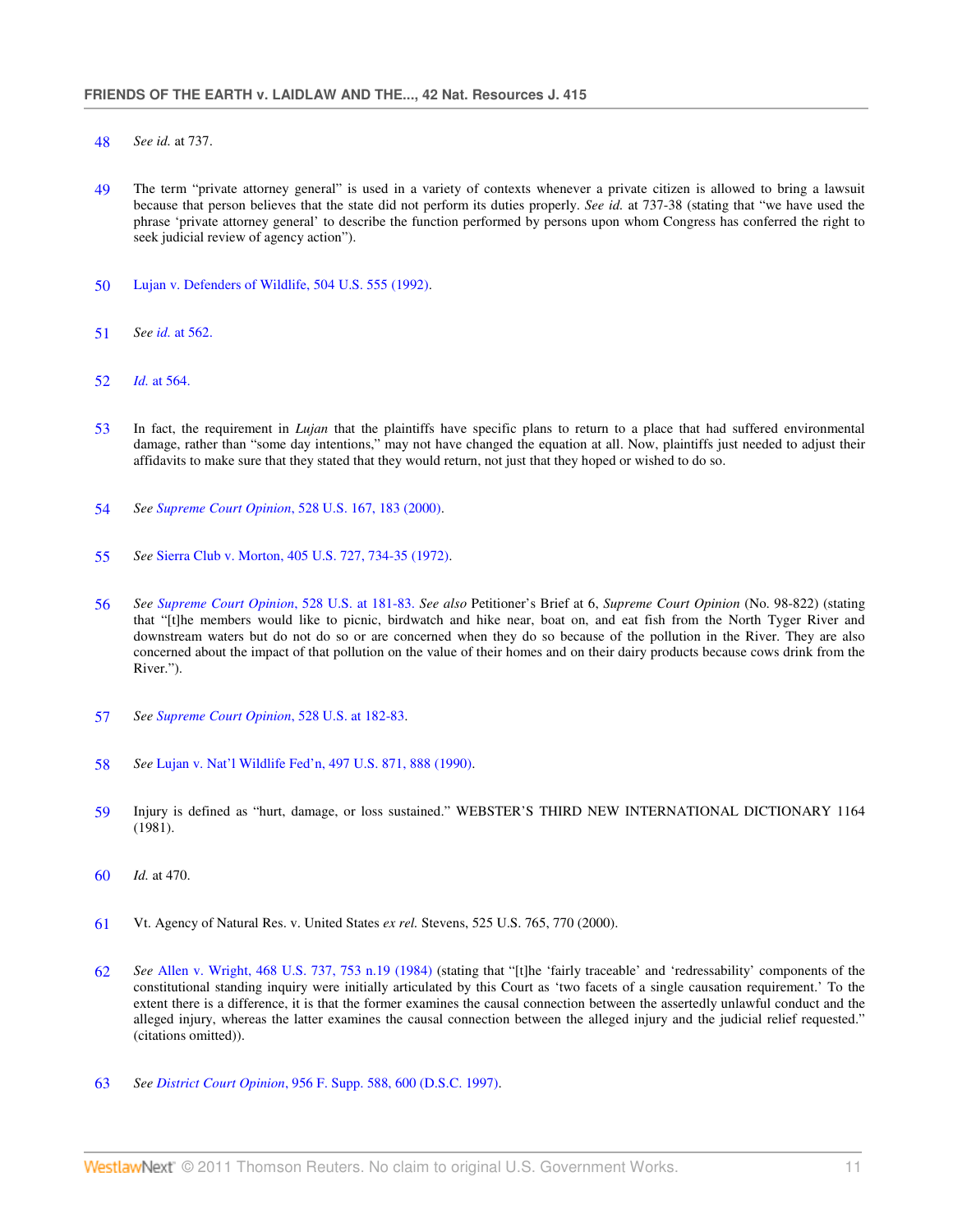48 *See id.* at 737.

49 The term "private attorney general" is used in a variety of contexts whenever a private citizen is allowed to bring a lawsuit because that person believes that the state did not perform its duties properly. *See id.* at 737-38 (stating that "we have used the phrase 'private attorney general' to describe the function performed by persons upon whom Congress has conferred the right to seek judicial review of agency action").

50 Lujan v. Defenders of Wildlife, 504 U.S. 555 (1992).

51 *See id.* at 562.

52 *Id.* at 564.

53 In fact, the requirement in *Lujan* that the plaintiffs have specific plans to return to a place that had suffered environmental damage, rather than "some day intentions," may not have changed the equation at all. Now, plaintiffs just needed to adjust their affidavits to make sure that they stated that they would return, not just that they hoped or wished to do so.

54 *See Supreme Court Opinion*, 528 U.S. 167, 183 (2000).

55 *See* Sierra Club v. Morton, 405 U.S. 727, 734-35 (1972).

56 *See Supreme Court Opinion*, 528 U.S. at 181-83. *See also* Petitioner's Brief at 6, *Supreme Court Opinion* (No. 98-822) (stating that "[t]he members would like to picnic, birdwatch and hike near, boat on, and eat fish from the North Tyger River and downstream waters but do not do so or are concerned when they do so because of the pollution in the River. They are also concerned about the impact of that pollution on the value of their homes and on their dairy products because cows drink from the River.").

57 *See Supreme Court Opinion*, 528 U.S. at 182-83.

58 *See* Lujan v. Nat'l Wildlife Fed'n, 497 U.S. 871, 888 (1990).

59 Injury is defined as "hurt, damage, or loss sustained." WEBSTER'S THIRD NEW INTERNATIONAL DICTIONARY 1164 (1981).

60 *Id.* at 470.

61 Vt. Agency of Natural Res. v. United States *ex rel.* Stevens, 525 U.S. 765, 770 (2000).

62 *See* Allen v. Wright, 468 U.S. 737, 753 n.19 (1984) (stating that "[t]he 'fairly traceable' and 'redressability' components of the constitutional standing inquiry were initially articulated by this Court as 'two facets of a single causation requirement.' To the extent there is a difference, it is that the former examines the causal connection between the assertedly unlawful conduct and the alleged injury, whereas the latter examines the causal connection between the alleged injury and the judicial relief requested." (citations omitted)).

63 *See District Court Opinion*, 956 F. Supp. 588, 600 (D.S.C. 1997).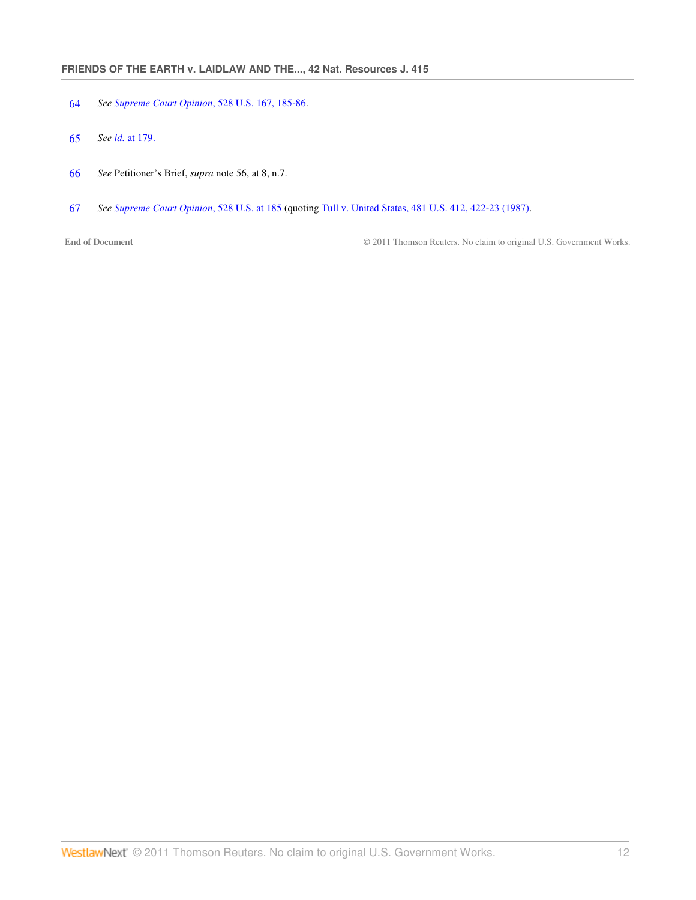64 *See Supreme Court Opinion*, 528 U.S. 167, 185-86.

65 *See id.* at 179.

66 *See* Petitioner's Brief, *supra* note 56, at 8, n.7.

67 *See Supreme Court Opinion*, 528 U.S. at 185 (quoting Tull v. United States, 481 U.S. 412, 422-23 (1987).

End of Document © 2011 Thomson Reuters. No claim to original U.S. Government Works.